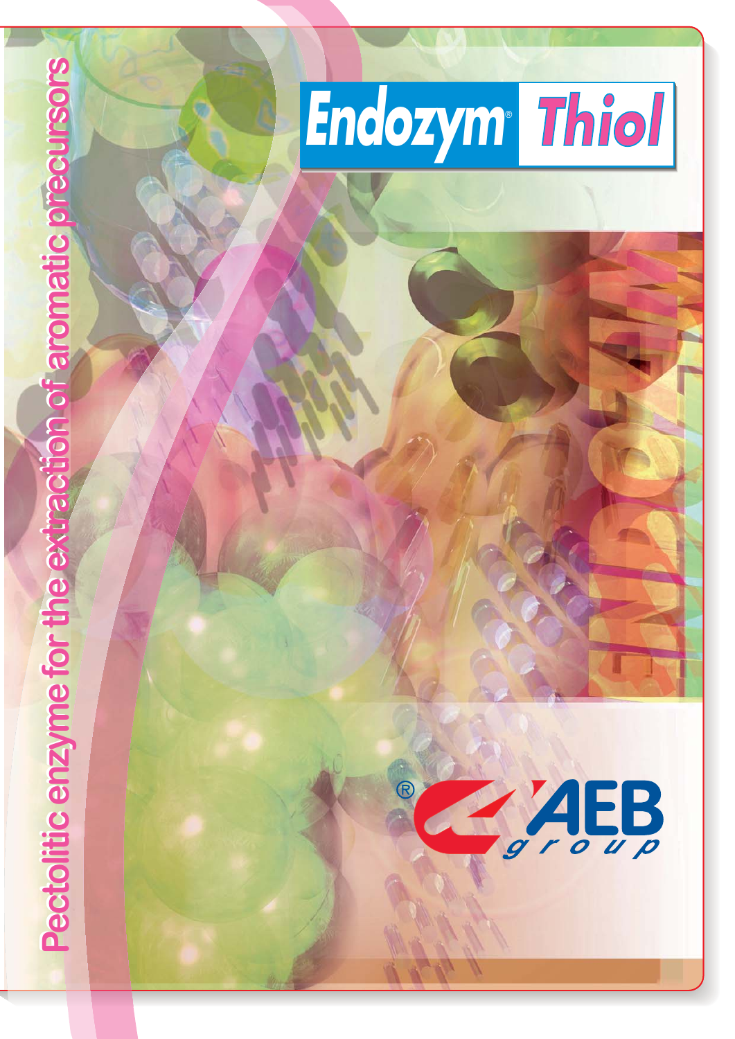# Endozym® Thiol

Pectolitic enzyme for the extraction of aromatic precursors

AEB group®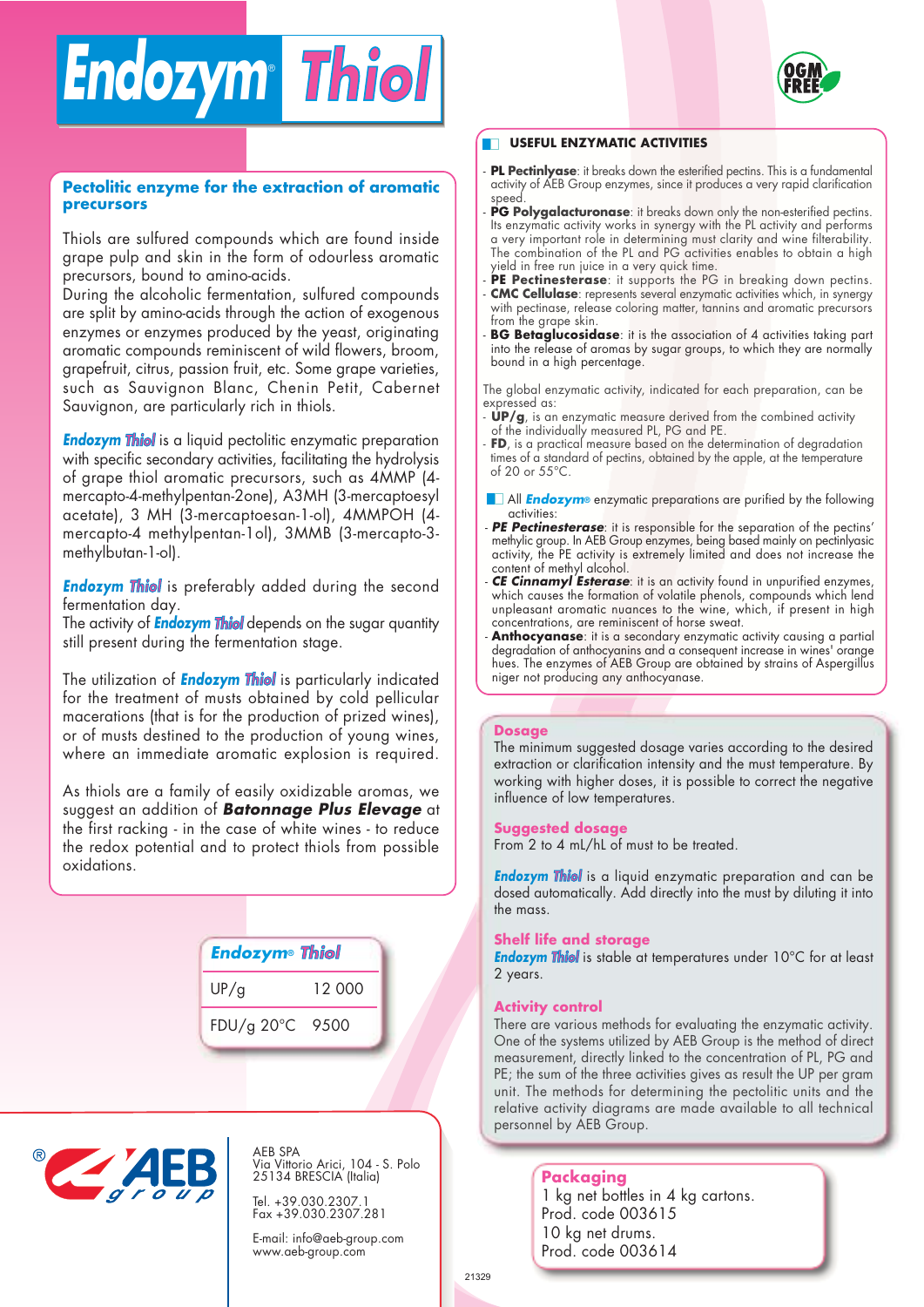# Endozym® Thiol

OGM FREE

## Pectolitic enzyme for the extraction of aromatic precursors

Thiols are sulfured compounds which are found inside grape pulp and skin in the form of odourless aromatic precursors, bound to amino-acids.
During the alcoholic fermentation, sulfured compounds are split by amino-acids through the action of exogenous enzymes or enzymes produced by the yeast, originating aromatic compounds reminiscent of wild flowers, broom, grapefruit, citrus, passion fruit, etc. Some grape varieties, such as Sauvignon Blanc, Chenin Petit, Cabernet Sauvignon, are particularly rich in thiols.

***Endozym Thiol*** is a liquid pectolitic enzymatic preparation with specific secondary activities, facilitating the hydrolysis of grape thiol aromatic precursors, such as 4MMP (4-mercapto-4-methylpentan-2one), A3MH (3-mercaptoesyl acetate), 3 MH (3-mercaptoesan-1-ol), 4MMPOH (4-mercapto-4 methylpentan-1ol), 3MMB (3-mercapto-3-methylbutan-1-ol).

***Endozym Thiol*** is preferably added during the second fermentation day.
The activity of ***Endozym Thiol*** depends on the sugar quantity still present during the fermentation stage.

The utilization of ***Endozym Thiol*** is particularly indicated for the treatment of musts obtained by cold pellicular macerations (that is for the production of prized wines), or of musts destined to the production of young wines, where an immediate aromatic explosion is required.

As thiols are a family of easily oxidizable aromas, we suggest an addition of ***Batonnage Plus Elevage*** at the first racking - in the case of white wines - to reduce the redox potential and to protect thiols from possible oxidations.

| Endozym® Thiol | |
|---|---|
| UP/g | 12 000 |
| FDU/g 20°C | 9500 |

## USEFUL ENZYMATIC ACTIVITIES

- **PL Pectinlyase**: it breaks down the esterified pectins. This is a fundamental activity of AEB Group enzymes, since it produces a very rapid clarification speed.
- **PG Polygalacturonase**: it breaks down only the non-esterified pectins. Its enzymatic activity works in synergy with the PL activity and performs a very important role in determining must clarity and wine filterability. The combination of the PL and PG activities enables to obtain a high yield in free run juice in a very quick time.
- **PE Pectinesterase**: it supports the PG in breaking down pectins.
- **CMC Cellulase**: represents several enzymatic activities which, in synergy with pectinase, release coloring matter, tannins and aromatic precursors from the grape skin.
- **BG Betaglucosidase**: it is the association of 4 activities taking part into the release of aromas by sugar groups, to which they are normally bound in a high percentage.

The global enzymatic activity, indicated for each preparation, can be expressed as:

- **UP/g**, is an enzymatic measure derived from the combined activity of the individually measured PL, PG and PE.
- **FD**, is a practical measure based on the determination of degradation times of a standard of pectins, obtained by the apple, at the temperature of 20 or 55°C.

All ***Endozym®*** enzymatic preparations are purified by the following activities:

- ***PE Pectinesterase***: it is responsible for the separation of the pectins' methylic group. In AEB Group enzymes, being based mainly on pectinlyasic activity, the PE activity is extremely limited and does not increase the content of methyl alcohol.
- ***CE Cinnamyl Esterase***: it is an activity found in unpurified enzymes, which causes the formation of volatile phenols, compounds which lend unpleasant aromatic nuances to the wine, which, if present in high concentrations, are reminiscent of horse sweat.
- **Anthocyanase**: it is a secondary enzymatic activity causing a partial degradation of anthocyanins and a consequent increase in wines' orange hues. The enzymes of AEB Group are obtained by strains of Aspergillus niger not producing any anthocyanase.

### Dosage

The minimum suggested dosage varies according to the desired extraction or clarification intensity and the must temperature. By working with higher doses, it is possible to correct the negative influence of low temperatures.

### Suggested dosage

From 2 to 4 mL/hL of must to be treated.

***Endozym Thiol*** is a liquid enzymatic preparation and can be dosed automatically. Add directly into the must by diluting it into the mass.

### Shelf life and storage

***Endozym Thiol*** is stable at temperatures under 10°C for at least 2 years.

### Activity control

There are various methods for evaluating the enzymatic activity. One of the systems utilized by AEB Group is the method of direct measurement, directly linked to the concentration of PL, PG and PE; the sum of the three activities gives as result the UP per gram unit. The methods for determining the pectolitic units and the relative activity diagrams are made available to all technical personnel by AEB Group.

### Packaging

1 kg net bottles in 4 kg cartons.
Prod. code 003615
10 kg net drums.
Prod. code 003614

AEB group

AEB SPA
Via Vittorio Arici, 104 - S. Polo
25134 BRESCIA (Italia)

Tel. +39.030.2307.1
Fax +39.030.2307.281

E-mail: info@aeb-group.com
www.aeb-group.com

21329